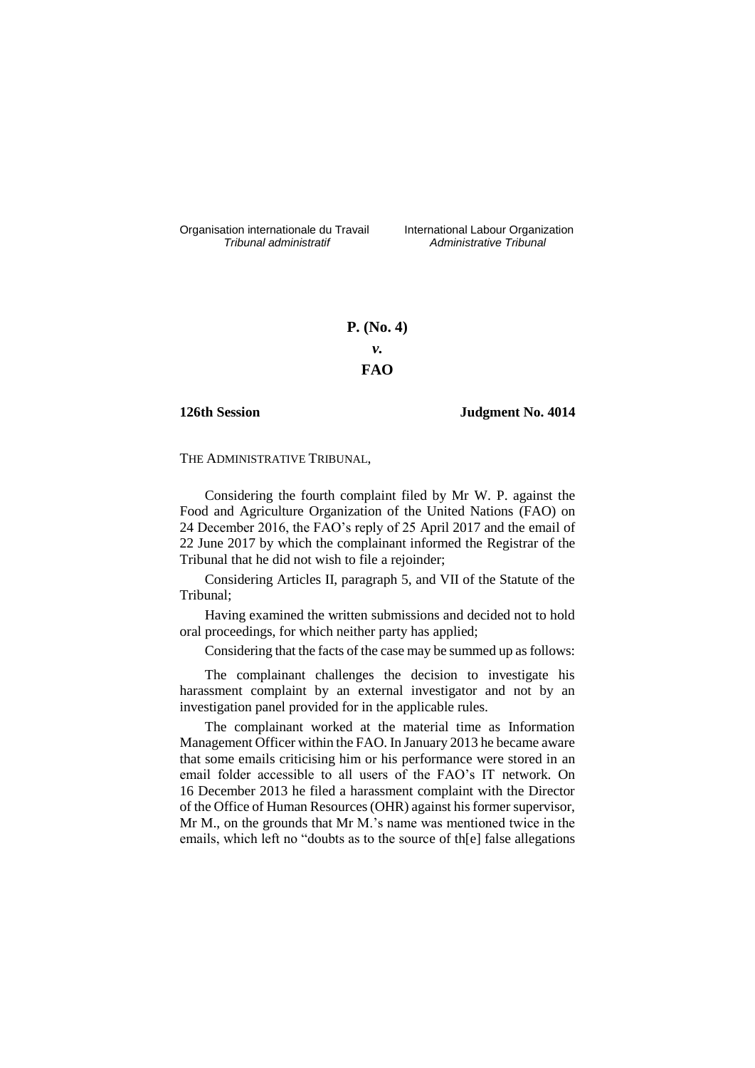Organisation internationale du Travail *Tribunal administratif*

International Labour Organization *Administrative Tribunal*

**P. (No. 4)**

***v.***

**FAO**

**126th Session**

**Judgment No. 4014**

THE ADMINISTRATIVE TRIBUNAL,

Considering the fourth complaint filed by Mr W. P. against the Food and Agriculture Organization of the United Nations (FAO) on 24 December 2016, the FAO's reply of 25 April 2017 and the email of 22 June 2017 by which the complainant informed the Registrar of the Tribunal that he did not wish to file a rejoinder;

Considering Articles II, paragraph 5, and VII of the Statute of the Tribunal;

Having examined the written submissions and decided not to hold oral proceedings, for which neither party has applied;

Considering that the facts of the case may be summed up as follows:

The complainant challenges the decision to investigate his harassment complaint by an external investigator and not by an investigation panel provided for in the applicable rules.

The complainant worked at the material time as Information Management Officer within the FAO. In January 2013 he became aware that some emails criticising him or his performance were stored in an email folder accessible to all users of the FAO's IT network. On 16 December 2013 he filed a harassment complaint with the Director of the Office of Human Resources (OHR) against his former supervisor, Mr M., on the grounds that Mr M.'s name was mentioned twice in the emails, which left no "doubts as to the source of th[e] false allegations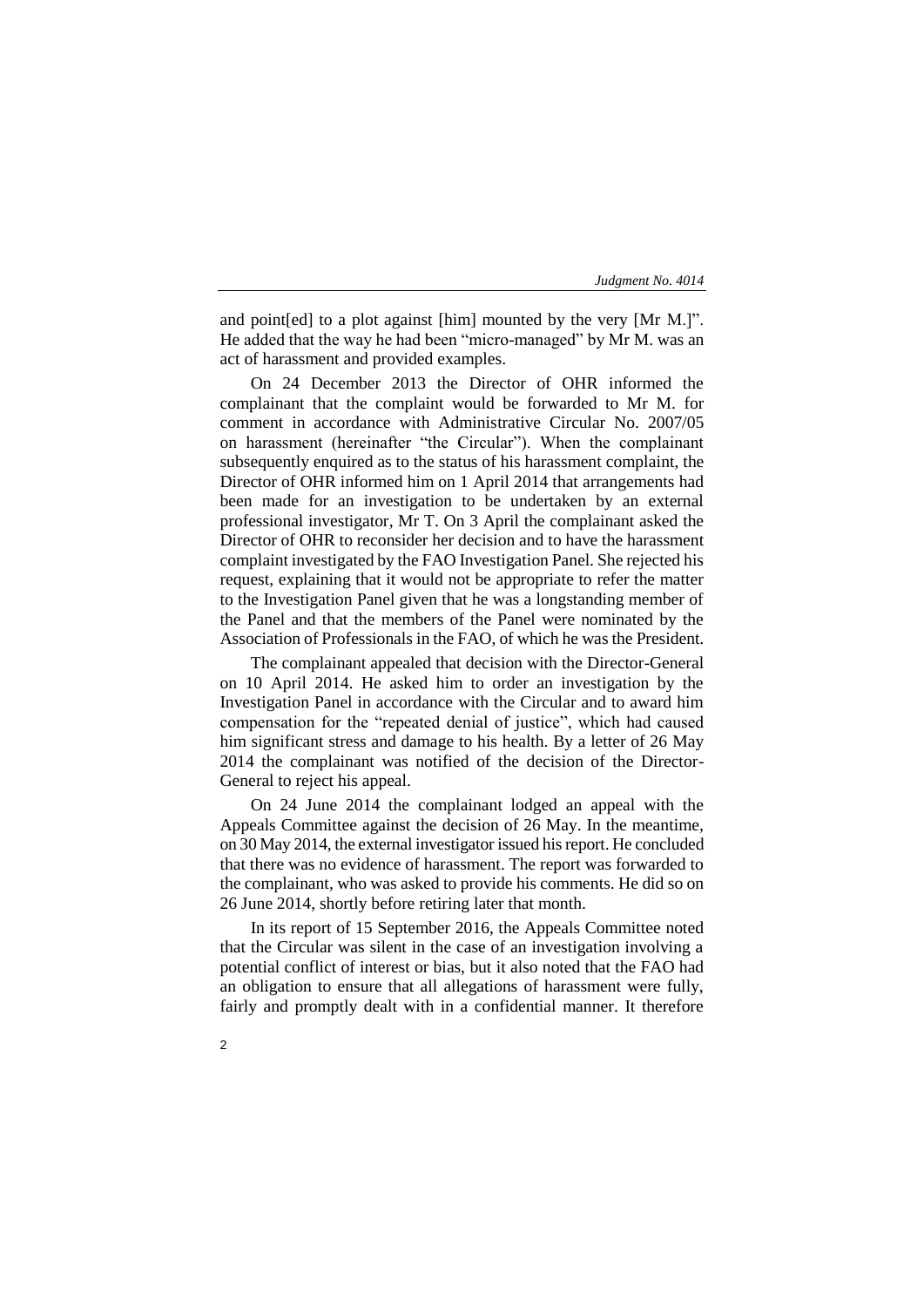and point[ed] to a plot against [him] mounted by the very [Mr M.]". He added that the way he had been "micro-managed" by Mr M. was an act of harassment and provided examples.

On 24 December 2013 the Director of OHR informed the complainant that the complaint would be forwarded to Mr M. for comment in accordance with Administrative Circular No. 2007/05 on harassment (hereinafter "the Circular"). When the complainant subsequently enquired as to the status of his harassment complaint, the Director of OHR informed him on 1 April 2014 that arrangements had been made for an investigation to be undertaken by an external professional investigator, Mr T. On 3 April the complainant asked the Director of OHR to reconsider her decision and to have the harassment complaint investigated by the FAO Investigation Panel. She rejected his request, explaining that it would not be appropriate to refer the matter to the Investigation Panel given that he was a longstanding member of the Panel and that the members of the Panel were nominated by the Association of Professionals in the FAO, of which he was the President.

The complainant appealed that decision with the Director-General on 10 April 2014. He asked him to order an investigation by the Investigation Panel in accordance with the Circular and to award him compensation for the "repeated denial of justice", which had caused him significant stress and damage to his health. By a letter of 26 May 2014 the complainant was notified of the decision of the Director-General to reject his appeal.

On 24 June 2014 the complainant lodged an appeal with the Appeals Committee against the decision of 26 May. In the meantime, on 30 May 2014, the external investigator issued his report. He concluded that there was no evidence of harassment. The report was forwarded to the complainant, who was asked to provide his comments. He did so on 26 June 2014, shortly before retiring later that month.

In its report of 15 September 2016, the Appeals Committee noted that the Circular was silent in the case of an investigation involving a potential conflict of interest or bias, but it also noted that the FAO had an obligation to ensure that all allegations of harassment were fully, fairly and promptly dealt with in a confidential manner. It therefore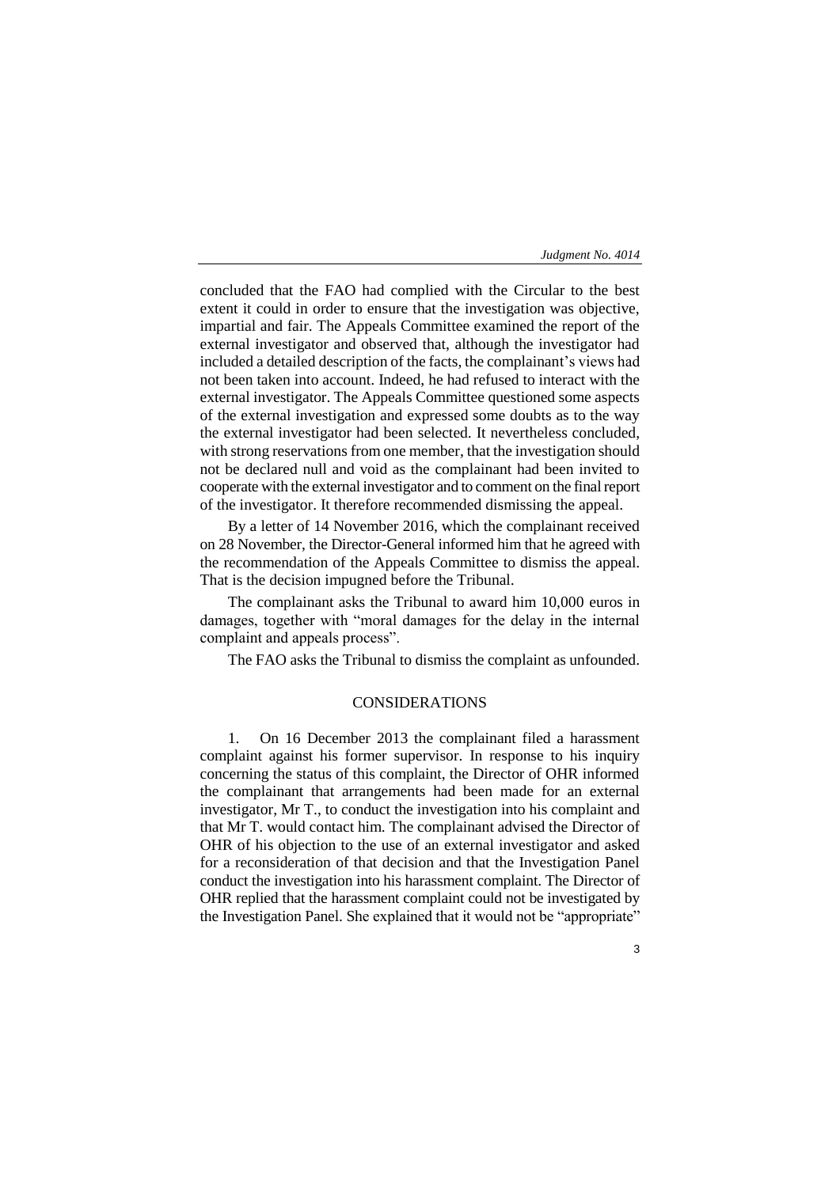concluded that the FAO had complied with the Circular to the best extent it could in order to ensure that the investigation was objective, impartial and fair. The Appeals Committee examined the report of the external investigator and observed that, although the investigator had included a detailed description of the facts, the complainant's views had not been taken into account. Indeed, he had refused to interact with the external investigator. The Appeals Committee questioned some aspects of the external investigation and expressed some doubts as to the way the external investigator had been selected. It nevertheless concluded, with strong reservations from one member, that the investigation should not be declared null and void as the complainant had been invited to cooperate with the external investigator and to comment on the final report of the investigator. It therefore recommended dismissing the appeal.

By a letter of 14 November 2016, which the complainant received on 28 November, the Director-General informed him that he agreed with the recommendation of the Appeals Committee to dismiss the appeal. That is the decision impugned before the Tribunal.

The complainant asks the Tribunal to award him 10,000 euros in damages, together with "moral damages for the delay in the internal complaint and appeals process".

The FAO asks the Tribunal to dismiss the complaint as unfounded.

## CONSIDERATIONS

1. On 16 December 2013 the complainant filed a harassment complaint against his former supervisor. In response to his inquiry concerning the status of this complaint, the Director of OHR informed the complainant that arrangements had been made for an external investigator, Mr T., to conduct the investigation into his complaint and that Mr T. would contact him. The complainant advised the Director of OHR of his objection to the use of an external investigator and asked for a reconsideration of that decision and that the Investigation Panel conduct the investigation into his harassment complaint. The Director of OHR replied that the harassment complaint could not be investigated by the Investigation Panel. She explained that it would not be "appropriate"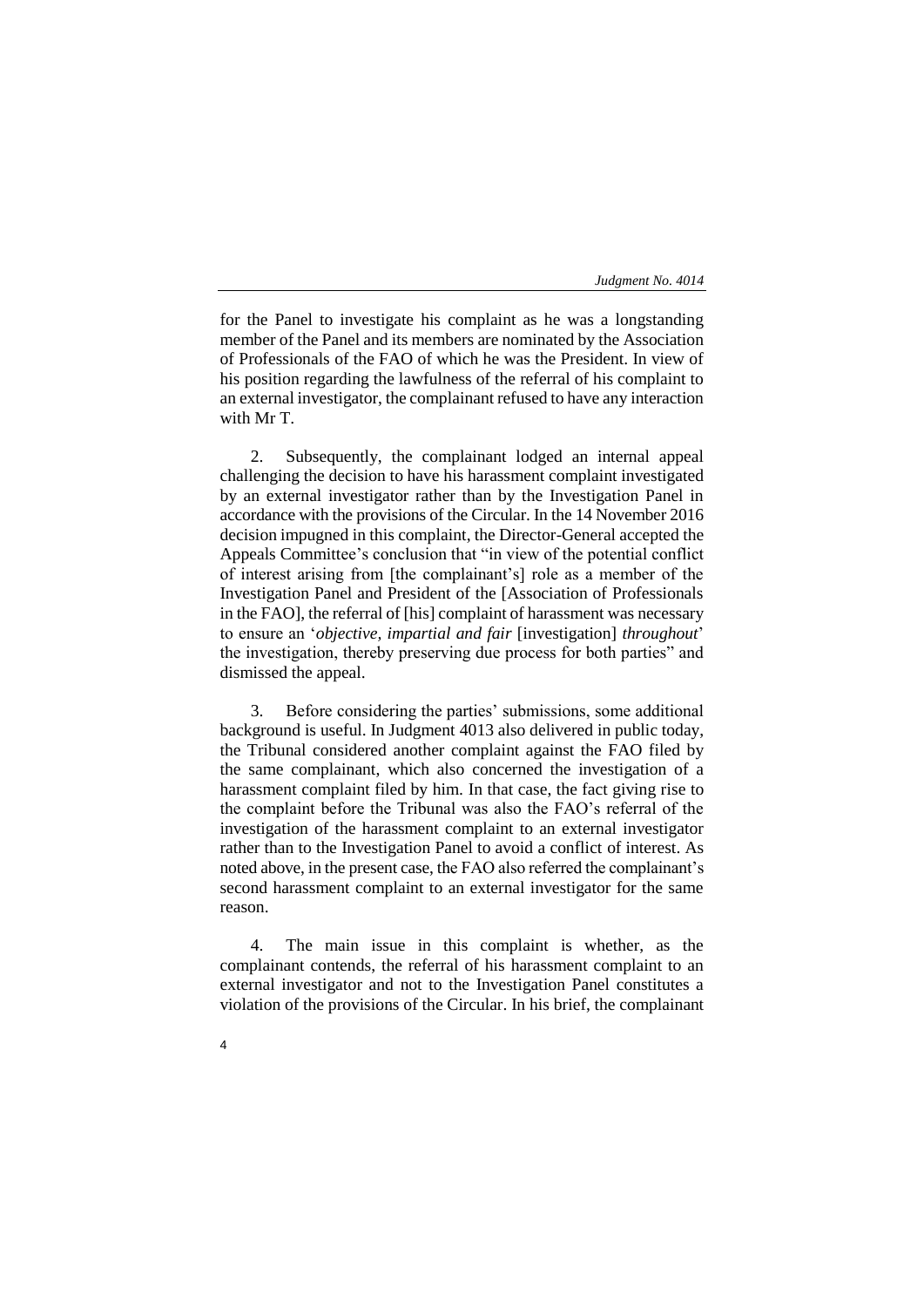for the Panel to investigate his complaint as he was a longstanding member of the Panel and its members are nominated by the Association of Professionals of the FAO of which he was the President. In view of his position regarding the lawfulness of the referral of his complaint to an external investigator, the complainant refused to have any interaction with Mr T.

2. Subsequently, the complainant lodged an internal appeal challenging the decision to have his harassment complaint investigated by an external investigator rather than by the Investigation Panel in accordance with the provisions of the Circular. In the 14 November 2016 decision impugned in this complaint, the Director-General accepted the Appeals Committee's conclusion that "in view of the potential conflict of interest arising from [the complainant's] role as a member of the Investigation Panel and President of the [Association of Professionals in the FAO], the referral of [his] complaint of harassment was necessary to ensure an '*objective, impartial and fair* [investigation] *throughout*' the investigation, thereby preserving due process for both parties" and dismissed the appeal.

3. Before considering the parties' submissions, some additional background is useful. In Judgment 4013 also delivered in public today, the Tribunal considered another complaint against the FAO filed by the same complainant, which also concerned the investigation of a harassment complaint filed by him. In that case, the fact giving rise to the complaint before the Tribunal was also the FAO's referral of the investigation of the harassment complaint to an external investigator rather than to the Investigation Panel to avoid a conflict of interest. As noted above, in the present case, the FAO also referred the complainant's second harassment complaint to an external investigator for the same reason.

4. The main issue in this complaint is whether, as the complainant contends, the referral of his harassment complaint to an external investigator and not to the Investigation Panel constitutes a violation of the provisions of the Circular. In his brief, the complainant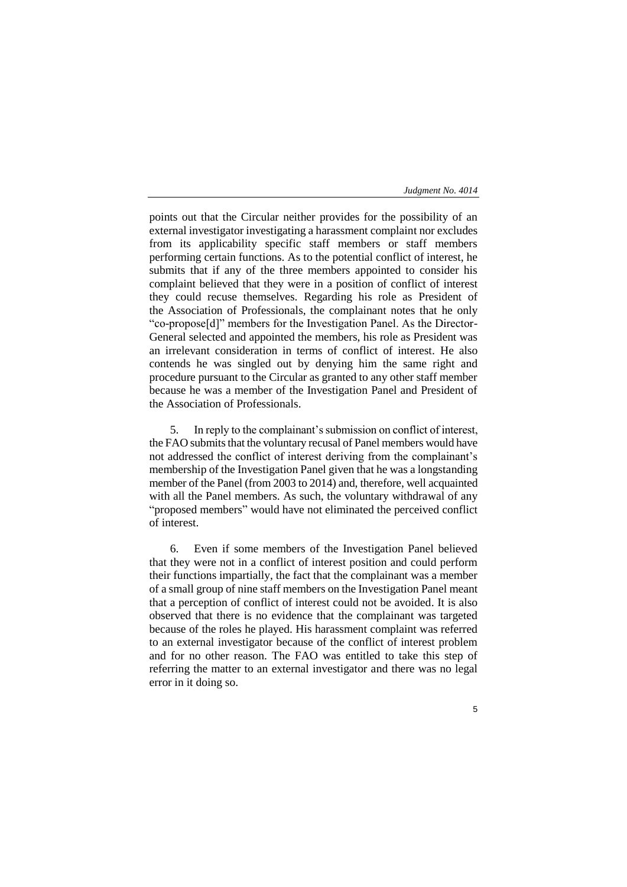points out that the Circular neither provides for the possibility of an external investigator investigating a harassment complaint nor excludes from its applicability specific staff members or staff members performing certain functions. As to the potential conflict of interest, he submits that if any of the three members appointed to consider his complaint believed that they were in a position of conflict of interest they could recuse themselves. Regarding his role as President of the Association of Professionals, the complainant notes that he only "co-propose[d]" members for the Investigation Panel. As the Director-General selected and appointed the members, his role as President was an irrelevant consideration in terms of conflict of interest. He also contends he was singled out by denying him the same right and procedure pursuant to the Circular as granted to any other staff member because he was a member of the Investigation Panel and President of the Association of Professionals.

5. In reply to the complainant's submission on conflict of interest, the FAO submits that the voluntary recusal of Panel members would have not addressed the conflict of interest deriving from the complainant's membership of the Investigation Panel given that he was a longstanding member of the Panel (from 2003 to 2014) and, therefore, well acquainted with all the Panel members. As such, the voluntary withdrawal of any "proposed members" would have not eliminated the perceived conflict of interest.

6. Even if some members of the Investigation Panel believed that they were not in a conflict of interest position and could perform their functions impartially, the fact that the complainant was a member of a small group of nine staff members on the Investigation Panel meant that a perception of conflict of interest could not be avoided. It is also observed that there is no evidence that the complainant was targeted because of the roles he played. His harassment complaint was referred to an external investigator because of the conflict of interest problem and for no other reason. The FAO was entitled to take this step of referring the matter to an external investigator and there was no legal error in it doing so.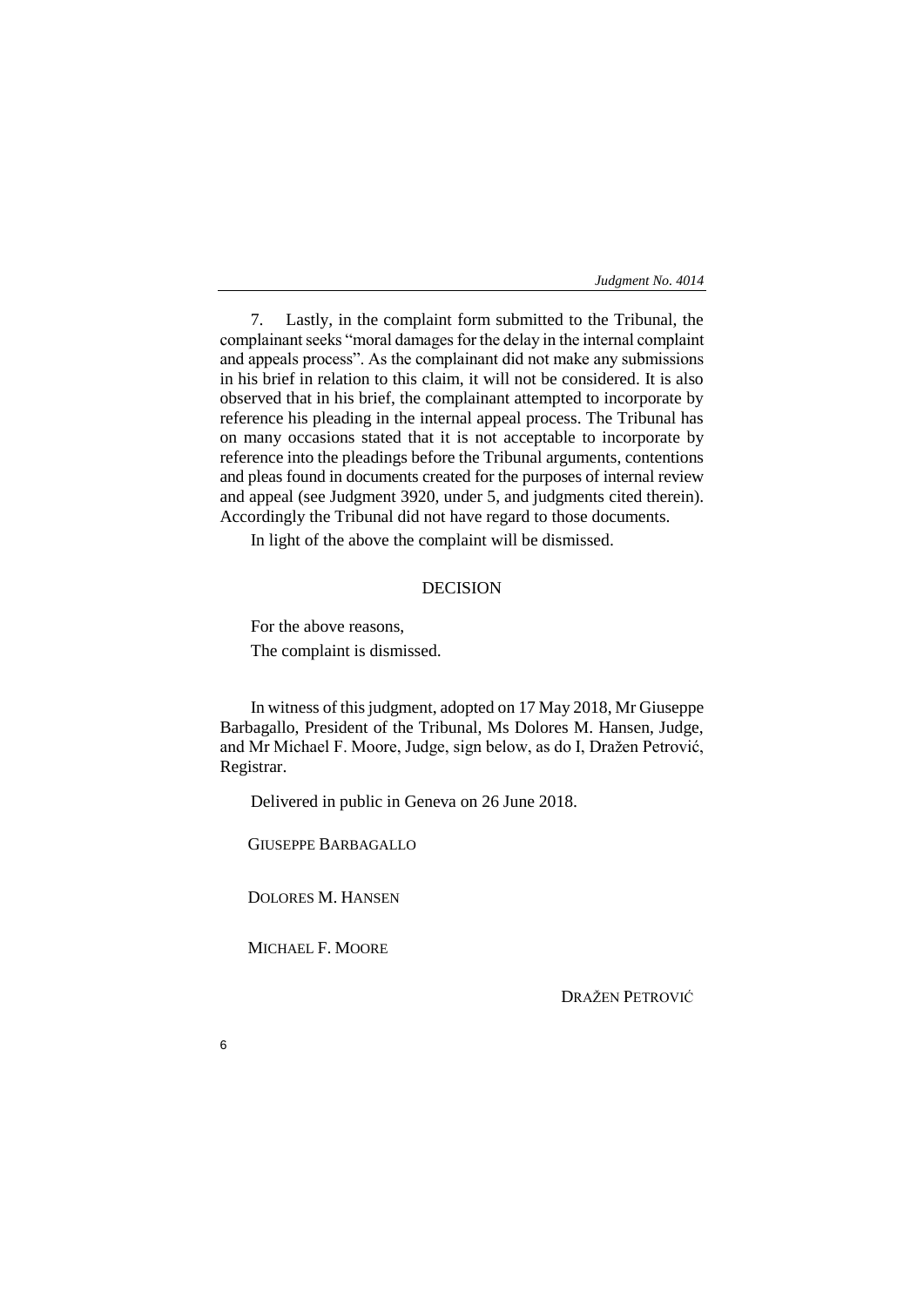7. Lastly, in the complaint form submitted to the Tribunal, the complainant seeks "moral damages for the delay in the internal complaint and appeals process". As the complainant did not make any submissions in his brief in relation to this claim, it will not be considered. It is also observed that in his brief, the complainant attempted to incorporate by reference his pleading in the internal appeal process. The Tribunal has on many occasions stated that it is not acceptable to incorporate by reference into the pleadings before the Tribunal arguments, contentions and pleas found in documents created for the purposes of internal review and appeal (see Judgment 3920, under 5, and judgments cited therein). Accordingly the Tribunal did not have regard to those documents.

In light of the above the complaint will be dismissed.

## DECISION

For the above reasons,

The complaint is dismissed.

In witness of this judgment, adopted on 17 May 2018, Mr Giuseppe Barbagallo, President of the Tribunal, Ms Dolores M. Hansen, Judge, and Mr Michael F. Moore, Judge, sign below, as do I, Dražen Petrović, Registrar.

Delivered in public in Geneva on 26 June 2018.

GIUSEPPE BARBAGALLO

DOLORES M. HANSEN

MICHAEL F. MOORE

DRAŽEN PETROVIĆ